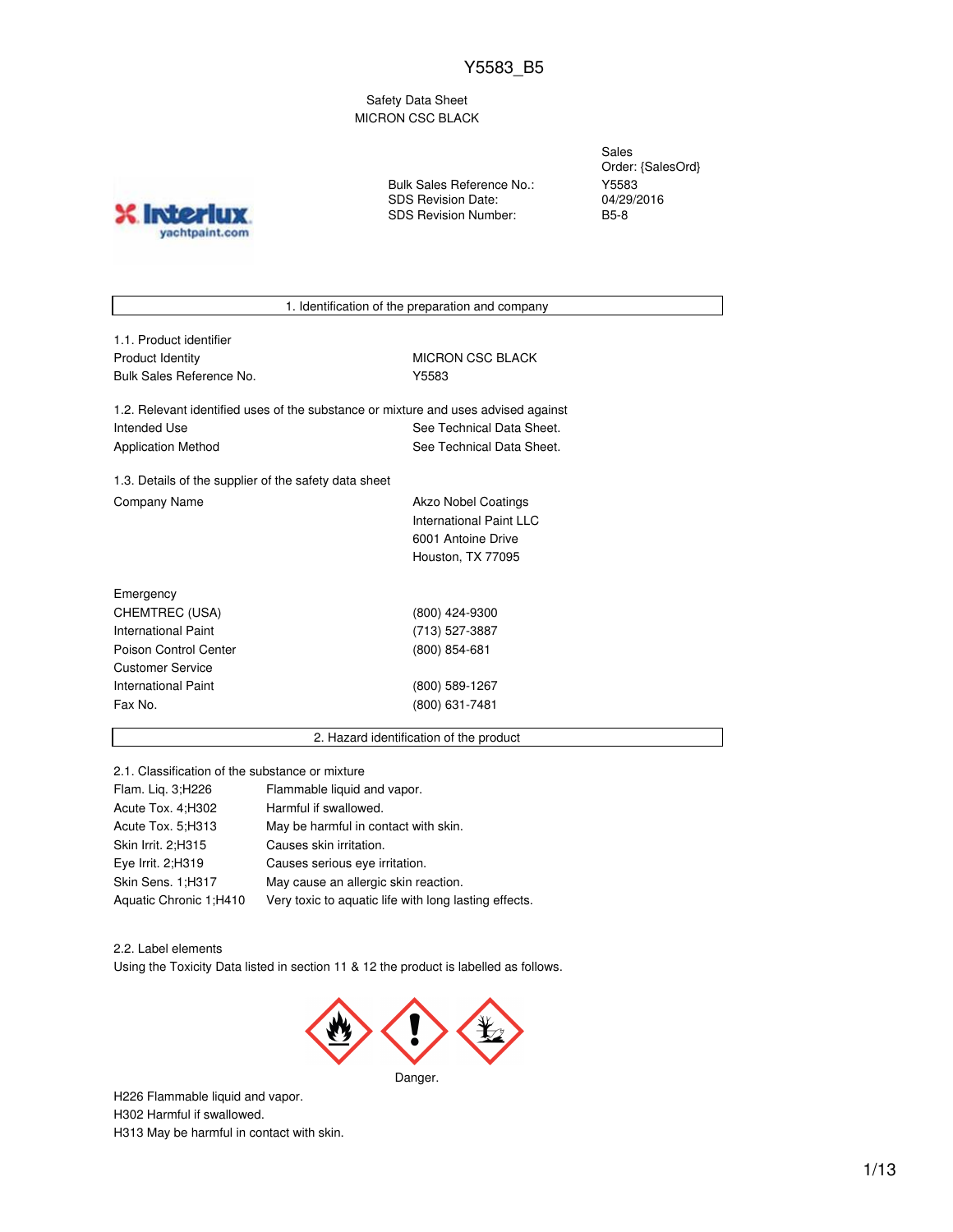# Y5583_B5

Safety Data Sheet
MICRON CSC BLACK

| | |
|---|---|
| | Sales Order: {SalesOrd} |
| Bulk Sales Reference No.: | Y5583 |
| SDS Revision Date: | 04/29/2016 |
| SDS Revision Number: | B5-8 |

## 1. Identification of the preparation and company

### 1.1. Product identifier

| | |
|---|---|
| Product Identity | MICRON CSC BLACK |
| Bulk Sales Reference No. | Y5583 |

### 1.2. Relevant identified uses of the substance or mixture and uses advised against

| | |
|---|---|
| Intended Use | See Technical Data Sheet. |
| Application Method | See Technical Data Sheet. |

### 1.3. Details of the supplier of the safety data sheet

Company Name

Akzo Nobel Coatings
International Paint LLC
6001 Antoine Drive
Houston, TX 77095

| Emergency | |
|---|---|
| CHEMTREC (USA) | (800) 424-9300 |
| International Paint | (713) 527-3887 |
| Poison Control Center | (800) 854-681 |
| Customer Service | |
| International Paint | (800) 589-1267 |
| Fax No. | (800) 631-7481 |

## 2. Hazard identification of the product

### 2.1. Classification of the substance or mixture

| | |
|---|---|
| Flam. Liq. 3;H226 | Flammable liquid and vapor. |
| Acute Tox. 4;H302 | Harmful if swallowed. |
| Acute Tox. 5;H313 | May be harmful in contact with skin. |
| Skin Irrit. 2;H315 | Causes skin irritation. |
| Eye Irrit. 2;H319 | Causes serious eye irritation. |
| Skin Sens. 1;H317 | May cause an allergic skin reaction. |
| Aquatic Chronic 1;H410 | Very toxic to aquatic life with long lasting effects. |

### 2.2. Label elements

Using the Toxicity Data listed in section 11 & 12 the product is labelled as follows.

Danger.

H226 Flammable liquid and vapor.
H302 Harmful if swallowed.
H313 May be harmful in contact with skin.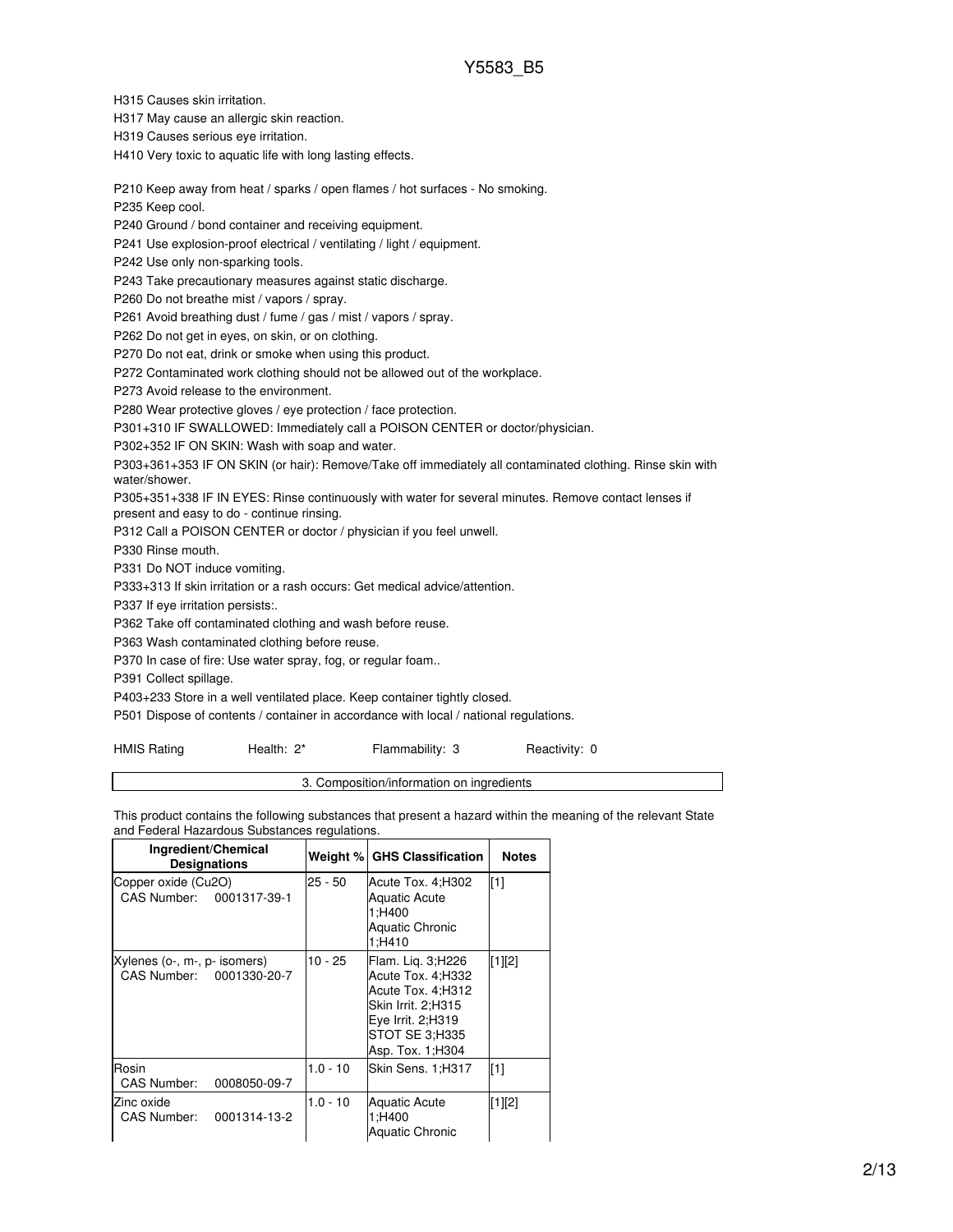H315 Causes skin irritation.

H317 May cause an allergic skin reaction.

H319 Causes serious eye irritation.

H410 Very toxic to aquatic life with long lasting effects.

P210 Keep away from heat / sparks / open flames / hot surfaces - No smoking.

P235 Keep cool.

P240 Ground / bond container and receiving equipment.

P241 Use explosion-proof electrical / ventilating / light / equipment.

P242 Use only non-sparking tools.

P243 Take precautionary measures against static discharge.

P260 Do not breathe mist / vapors / spray.

P261 Avoid breathing dust / fume / gas / mist / vapors / spray.

P262 Do not get in eyes, on skin, or on clothing.

P270 Do not eat, drink or smoke when using this product.

P272 Contaminated work clothing should not be allowed out of the workplace.

P273 Avoid release to the environment.

P280 Wear protective gloves / eye protection / face protection.

P301+310 IF SWALLOWED: Immediately call a POISON CENTER or doctor/physician.

P302+352 IF ON SKIN: Wash with soap and water.

P303+361+353 IF ON SKIN (or hair): Remove/Take off immediately all contaminated clothing. Rinse skin with water/shower.

P305+351+338 IF IN EYES: Rinse continuously with water for several minutes. Remove contact lenses if present and easy to do - continue rinsing.

P312 Call a POISON CENTER or doctor / physician if you feel unwell.

P330 Rinse mouth.

P331 Do NOT induce vomiting.

P333+313 If skin irritation or a rash occurs: Get medical advice/attention.

P337 If eye irritation persists:.

P362 Take off contaminated clothing and wash before reuse.

P363 Wash contaminated clothing before reuse.

P370 In case of fire: Use water spray, fog, or regular foam..

P391 Collect spillage.

P403+233 Store in a well ventilated place. Keep container tightly closed.

P501 Dispose of contents / container in accordance with local / national regulations.

HMIS Rating    Health: 2*    Flammability: 3    Reactivity: 0

## 3. Composition/information on ingredients

This product contains the following substances that present a hazard within the meaning of the relevant State and Federal Hazardous Substances regulations.

| Ingredient/Chemical Designations | Weight % | GHS Classification | Notes |
|---|---|---|---|
| Copper oxide (Cu2O)<br>CAS Number: 0001317-39-1 | 25 - 50 | Acute Tox. 4;H302<br>Aquatic Acute 1;H400<br>Aquatic Chronic 1;H410 | [1] |
| Xylenes (o-, m-, p- isomers)<br>CAS Number: 0001330-20-7 | 10 - 25 | Flam. Liq. 3;H226<br>Acute Tox. 4;H332<br>Acute Tox. 4;H312<br>Skin Irrit. 2;H315<br>Eye Irrit. 2;H319<br>STOT SE 3;H335<br>Asp. Tox. 1;H304 | [1][2] |
| Rosin<br>CAS Number: 0008050-09-7 | 1.0 - 10 | Skin Sens. 1;H317 | [1] |
| Zinc oxide<br>CAS Number: 0001314-13-2 | 1.0 - 10 | Aquatic Acute 1;H400<br>Aquatic Chronic | [1][2] |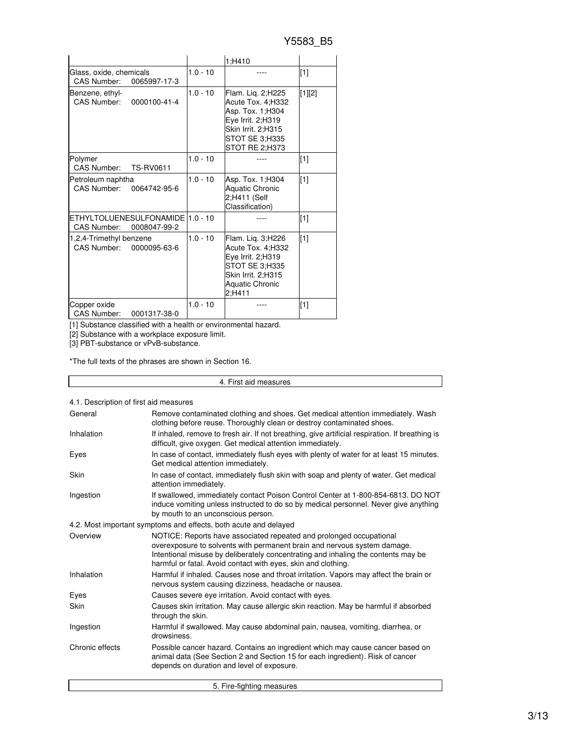| | | 1;H410 | |
|---|---|---|---|
| Glass, oxide, chemicals<br>CAS Number: 0065997-17-3 | 1.0 - 10 | ---- | [1] |
| Benzene, ethyl-<br>CAS Number: 0000100-41-4 | 1.0 - 10 | Flam. Liq. 2;H225<br>Acute Tox. 4;H332<br>Asp. Tox. 1;H304<br>Eye Irrit. 2;H319<br>Skin Irrit. 2;H315<br>STOT SE 3;H335<br>STOT RE 2;H373 | [1][2] |
| Polymer<br>CAS Number: TS-RV0611 | 1.0 - 10 | ---- | [1] |
| Petroleum naphtha<br>CAS Number: 0064742-95-6 | 1.0 - 10 | Asp. Tox. 1;H304<br>Aquatic Chronic 2;H411 (Self Classification) | [1] |
| ETHYLTOLUENESULFONAMIDE<br>CAS Number: 0008047-99-2 | 1.0 - 10 | ---- | [1] |
| 1,2,4-Trimethyl benzene<br>CAS Number: 0000095-63-6 | 1.0 - 10 | Flam. Liq. 3;H226<br>Acute Tox. 4;H332<br>Eye Irrit. 2;H319<br>STOT SE 3;H335<br>Skin Irrit. 2;H315<br>Aquatic Chronic 2;H411 | [1] |
| Copper oxide<br>CAS Number: 0001317-38-0 | 1.0 - 10 | ---- | [1] |

[1] Substance classified with a health or environmental hazard.

[2] Substance with a workplace exposure limit.

[3] PBT-substance or vPvB-substance.

*The full texts of the phrases are shown in Section 16.

## 4. First aid measures

### 4.1. Description of first aid measures

| | |
|---|---|
| General | Remove contaminated clothing and shoes. Get medical attention immediately. Wash clothing before reuse. Thoroughly clean or destroy contaminated shoes. |
| Inhalation | If inhaled, remove to fresh air. If not breathing, give artificial respiration. If breathing is difficult, give oxygen. Get medical attention immediately. |
| Eyes | In case of contact, immediately flush eyes with plenty of water for at least 15 minutes. Get medical attention immediately. |
| Skin | In case of contact, immediately flush skin with soap and plenty of water. Get medical attention immediately. |
| Ingestion | If swallowed, immediately contact Poison Control Center at 1-800-854-6813. DO NOT induce vomiting unless instructed to do so by medical personnel. Never give anything by mouth to an unconscious person. |

### 4.2. Most important symptoms and effects, both acute and delayed

| | |
|---|---|
| Overview | NOTICE: Reports have associated repeated and prolonged occupational overexposure to solvents with permanent brain and nervous system damage. Intentional misuse by deliberately concentrating and inhaling the contents may be harmful or fatal. Avoid contact with eyes, skin and clothing. |
| Inhalation | Harmful if inhaled. Causes nose and throat irritation. Vapors may affect the brain or nervous system causing dizziness, headache or nausea. |
| Eyes | Causes severe eye irritation. Avoid contact with eyes. |
| Skin | Causes skin irritation. May cause allergic skin reaction. May be harmful if absorbed through the skin. |
| Ingestion | Harmful if swallowed. May cause abdominal pain, nausea, vomiting, diarrhea, or drowsiness. |
| Chronic effects | Possible cancer hazard. Contains an ingredient which may cause cancer based on animal data (See Section 2 and Section 15 for each ingredient). Risk of cancer depends on duration and level of exposure. |

## 5. Fire-fighting measures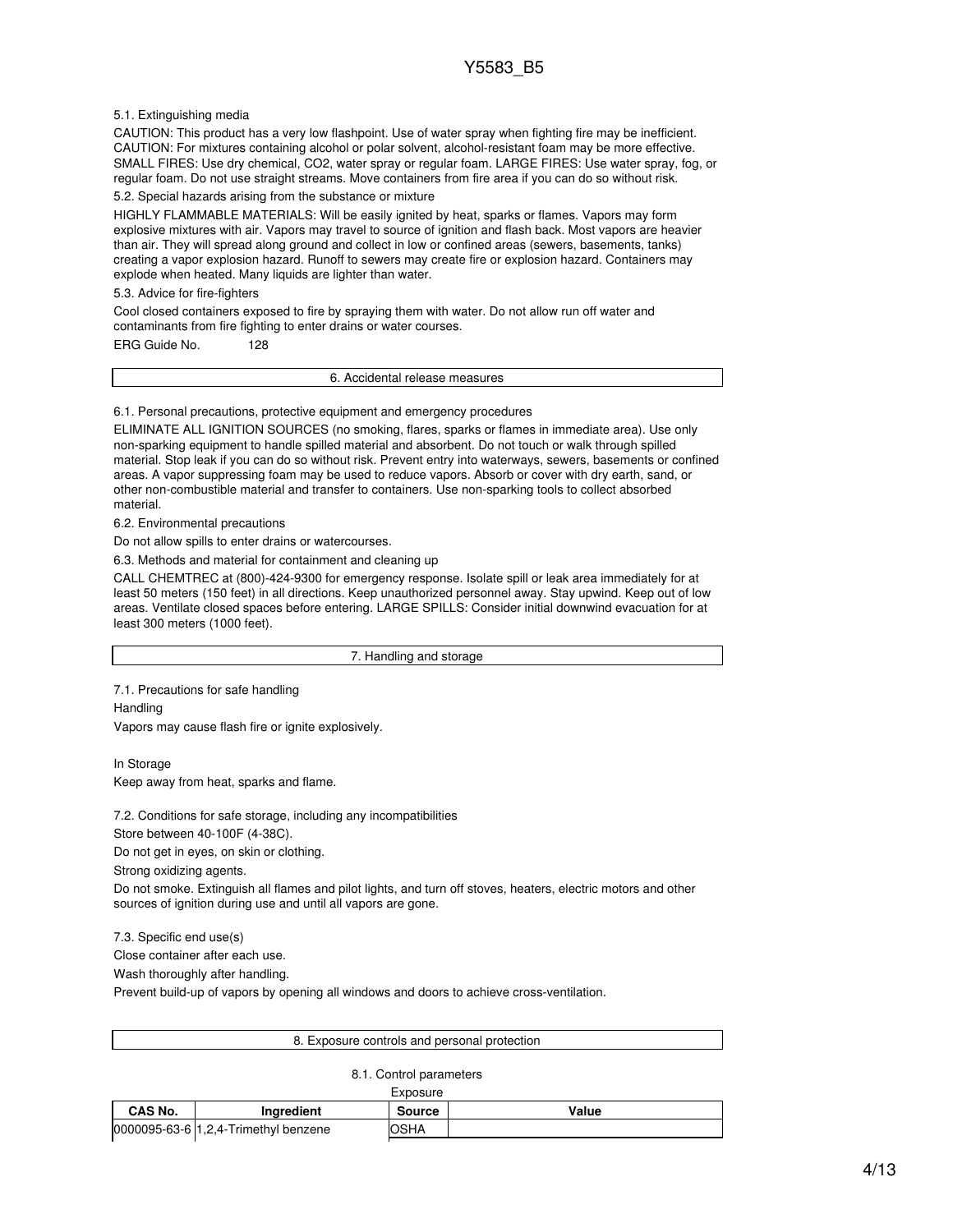5.1. Extinguishing media

CAUTION: This product has a very low flashpoint. Use of water spray when fighting fire may be inefficient. CAUTION: For mixtures containing alcohol or polar solvent, alcohol-resistant foam may be more effective. SMALL FIRES: Use dry chemical, $CO_2$, water spray or regular foam. LARGE FIRES: Use water spray, fog, or regular foam. Do not use straight streams. Move containers from fire area if you can do so without risk.

5.2. Special hazards arising from the substance or mixture

HIGHLY FLAMMABLE MATERIALS: Will be easily ignited by heat, sparks or flames. Vapors may form explosive mixtures with air. Vapors may travel to source of ignition and flash back. Most vapors are heavier than air. They will spread along ground and collect in low or confined areas (sewers, basements, tanks) creating a vapor explosion hazard. Runoff to sewers may create fire or explosion hazard. Containers may explode when heated. Many liquids are lighter than water.

5.3. Advice for fire-fighters

Cool closed containers exposed to fire by spraying them with water. Do not allow run off water and contaminants from fire fighting to enter drains or water courses.

ERG Guide No. 128

## 6. Accidental release measures

6.1. Personal precautions, protective equipment and emergency procedures

ELIMINATE ALL IGNITION SOURCES (no smoking, flares, sparks or flames in immediate area). Use only non-sparking equipment to handle spilled material and absorbent. Do not touch or walk through spilled material. Stop leak if you can do so without risk. Prevent entry into waterways, sewers, basements or confined areas. A vapor suppressing foam may be used to reduce vapors. Absorb or cover with dry earth, sand, or other non-combustible material and transfer to containers. Use non-sparking tools to collect absorbed material.

6.2. Environmental precautions

Do not allow spills to enter drains or watercourses.

6.3. Methods and material for containment and cleaning up

CALL CHEMTREC at (800)-424-9300 for emergency response. Isolate spill or leak area immediately for at least 50 meters (150 feet) in all directions. Keep unauthorized personnel away. Stay upwind. Keep out of low areas. Ventilate closed spaces before entering. LARGE SPILLS: Consider initial downwind evacuation for at least 300 meters (1000 feet).

## 7. Handling and storage

7.1. Precautions for safe handling

Handling

Vapors may cause flash fire or ignite explosively.

In Storage

Keep away from heat, sparks and flame.

7.2. Conditions for safe storage, including any incompatibilities

Store between 40-100F (4-38C).

Do not get in eyes, on skin or clothing.

Strong oxidizing agents.

Do not smoke. Extinguish all flames and pilot lights, and turn off stoves, heaters, electric motors and other sources of ignition during use and until all vapors are gone.

7.3. Specific end use(s)

Close container after each use.

Wash thoroughly after handling.

Prevent build-up of vapors by opening all windows and doors to achieve cross-ventilation.

## 8. Exposure controls and personal protection

8.1. Control parameters

Exposure

| CAS No. | Ingredient | Source | Value |
|---|---|---|---|
| 0000095-63-6 | 1,2,4-Trimethyl benzene | OSHA | |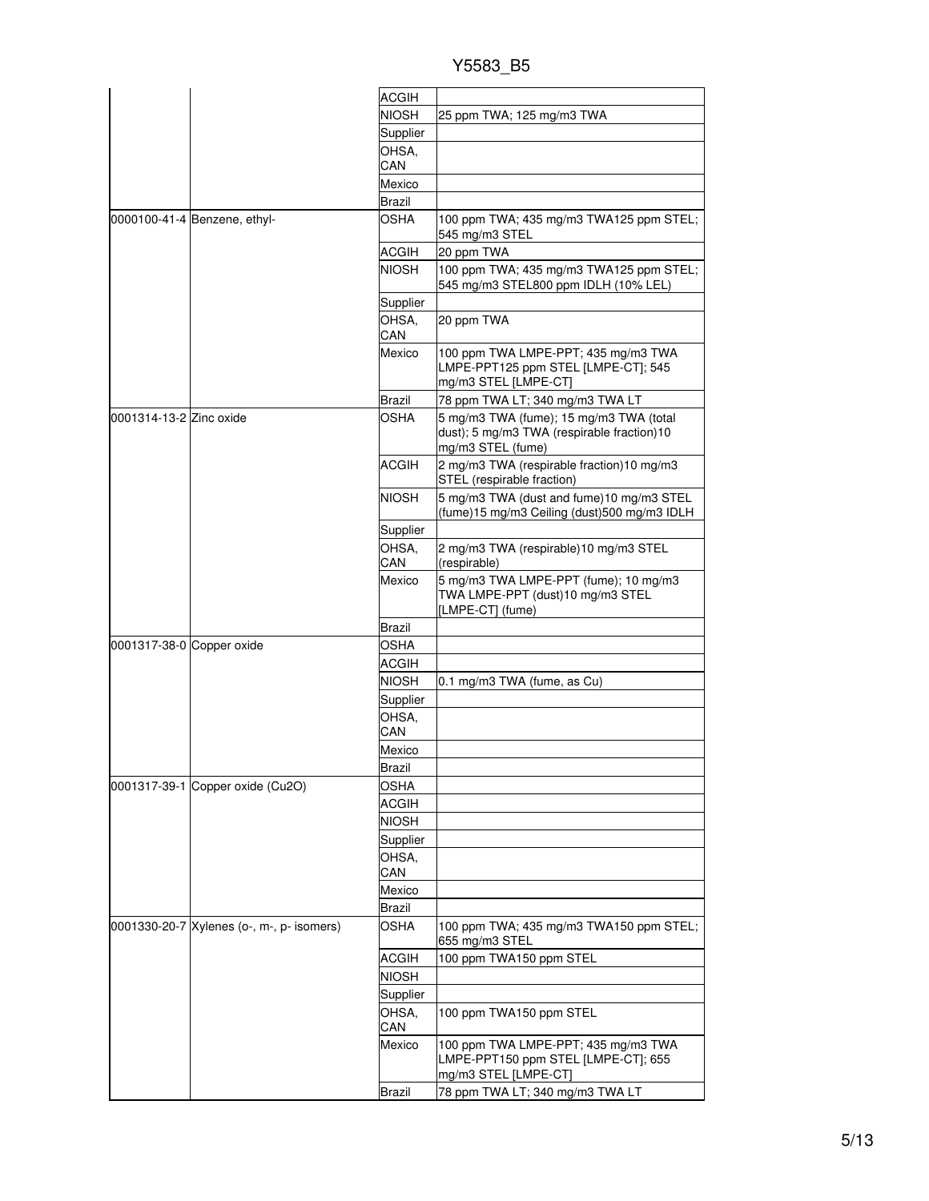| | | | |
|---|---|---|---|
| | | ACGIH | |
| | | NIOSH | 25 ppm TWA; 125 mg/m3 TWA |
| | | Supplier | |
| | | OHSA, CAN | |
| | | Mexico | |
| | | Brazil | |
| 0000100-41-4 | Benzene, ethyl- | OSHA | 100 ppm TWA; 435 mg/m3 TWA125 ppm STEL; 545 mg/m3 STEL |
| | | ACGIH | 20 ppm TWA |
| | | NIOSH | 100 ppm TWA; 435 mg/m3 TWA125 ppm STEL; 545 mg/m3 STEL800 ppm IDLH (10% LEL) |
| | | Supplier | |
| | | OHSA, CAN | 20 ppm TWA |
| | | Mexico | 100 ppm TWA LMPE-PPT; 435 mg/m3 TWA LMPE-PPT125 ppm STEL [LMPE-CT]; 545 mg/m3 STEL [LMPE-CT] |
| | | Brazil | 78 ppm TWA LT; 340 mg/m3 TWA LT |
| 0001314-13-2 | Zinc oxide | OSHA | 5 mg/m3 TWA (fume); 15 mg/m3 TWA (total dust); 5 mg/m3 TWA (respirable fraction)10 mg/m3 STEL (fume) |
| | | ACGIH | 2 mg/m3 TWA (respirable fraction)10 mg/m3 STEL (respirable fraction) |
| | | NIOSH | 5 mg/m3 TWA (dust and fume)10 mg/m3 STEL (fume)15 mg/m3 Ceiling (dust)500 mg/m3 IDLH |
| | | Supplier | |
| | | OHSA, CAN | 2 mg/m3 TWA (respirable)10 mg/m3 STEL (respirable) |
| | | Mexico | 5 mg/m3 TWA LMPE-PPT (fume); 10 mg/m3 TWA LMPE-PPT (dust)10 mg/m3 STEL [LMPE-CT] (fume) |
| | | Brazil | |
| 0001317-38-0 | Copper oxide | OSHA | |
| | | ACGIH | |
| | | NIOSH | 0.1 mg/m3 TWA (fume, as Cu) |
| | | Supplier | |
| | | OHSA, CAN | |
| | | Mexico | |
| | | Brazil | |
| 0001317-39-1 | Copper oxide ($Cu_2O$) | OSHA | |
| | | ACGIH | |
| | | NIOSH | |
| | | Supplier | |
| | | OHSA, CAN | |
| | | Mexico | |
| | | Brazil | |
| 0001330-20-7 | Xylenes (o-, m-, p- isomers) | OSHA | 100 ppm TWA; 435 mg/m3 TWA150 ppm STEL; 655 mg/m3 STEL |
| | | ACGIH | 100 ppm TWA150 ppm STEL |
| | | NIOSH | |
| | | Supplier | |
| | | OHSA, CAN | 100 ppm TWA150 ppm STEL |
| | | Mexico | 100 ppm TWA LMPE-PPT; 435 mg/m3 TWA LMPE-PPT150 ppm STEL [LMPE-CT]; 655 mg/m3 STEL [LMPE-CT] |
| | | Brazil | 78 ppm TWA LT; 340 mg/m3 TWA LT |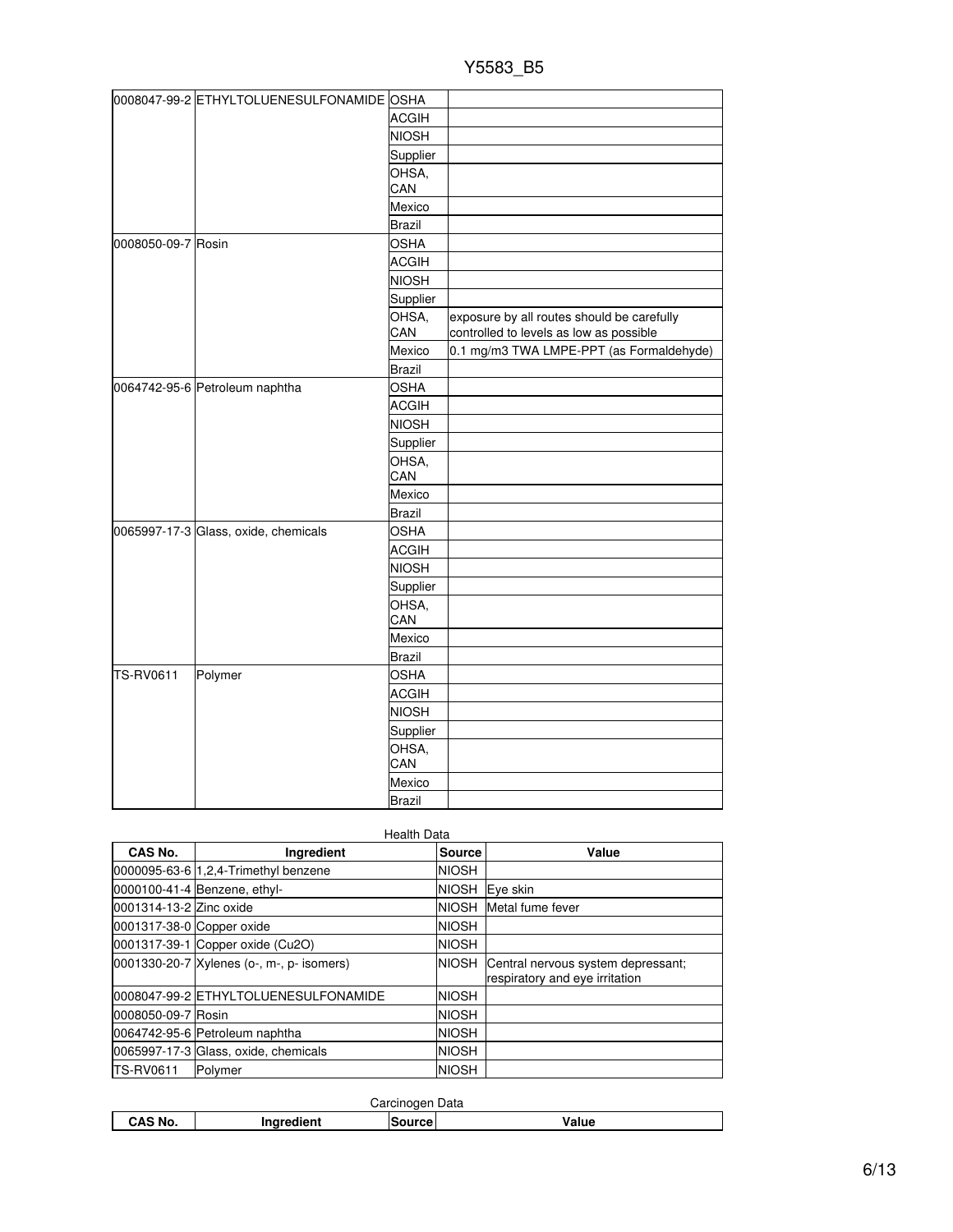| | | | |
|---|---|---|---|
| 0008047-99-2 | ETHYLTOLUENESULFONAMIDE | OSHA | |
| | | ACGIH | |
| | | NIOSH | |
| | | Supplier | |
| | | OHSA, CAN | |
| | | Mexico | |
| | | Brazil | |
| 0008050-09-7 | Rosin | OSHA | |
| | | ACGIH | |
| | | NIOSH | |
| | | Supplier | |
| | | OHSA, CAN | exposure by all routes should be carefully controlled to levels as low as possible |
| | | Mexico | 0.1 mg/m3 TWA LMPE-PPT (as Formaldehyde) |
| | | Brazil | |
| 0064742-95-6 | Petroleum naphtha | OSHA | |
| | | ACGIH | |
| | | NIOSH | |
| | | Supplier | |
| | | OHSA, CAN | |
| | | Mexico | |
| | | Brazil | |
| 0065997-17-3 | Glass, oxide, chemicals | OSHA | |
| | | ACGIH | |
| | | NIOSH | |
| | | Supplier | |
| | | OHSA, CAN | |
| | | Mexico | |
| | | Brazil | |
| TS-RV0611 | Polymer | OSHA | |
| | | ACGIH | |
| | | NIOSH | |
| | | Supplier | |
| | | OHSA, CAN | |
| | | Mexico | |
| | | Brazil | |

Health Data

| CAS No. | Ingredient | Source | Value |
|---|---|---|---|
| 0000095-63-6 | 1,2,4-Trimethyl benzene | NIOSH | |
| 0000100-41-4 | Benzene, ethyl- | NIOSH | Eye skin |
| 0001314-13-2 | Zinc oxide | NIOSH | Metal fume fever |
| 0001317-38-0 | Copper oxide | NIOSH | |
| 0001317-39-1 | Copper oxide (Cu2O) | NIOSH | |
| 0001330-20-7 | Xylenes (o-, m-, p- isomers) | NIOSH | Central nervous system depressant; respiratory and eye irritation |
| 0008047-99-2 | ETHYLTOLUENESULFONAMIDE | NIOSH | |
| 0008050-09-7 | Rosin | NIOSH | |
| 0064742-95-6 | Petroleum naphtha | NIOSH | |
| 0065997-17-3 | Glass, oxide, chemicals | NIOSH | |
| TS-RV0611 | Polymer | NIOSH | |

Carcinogen Data

| CAS No. | Ingredient | Source | Value |
|---|---|---|---|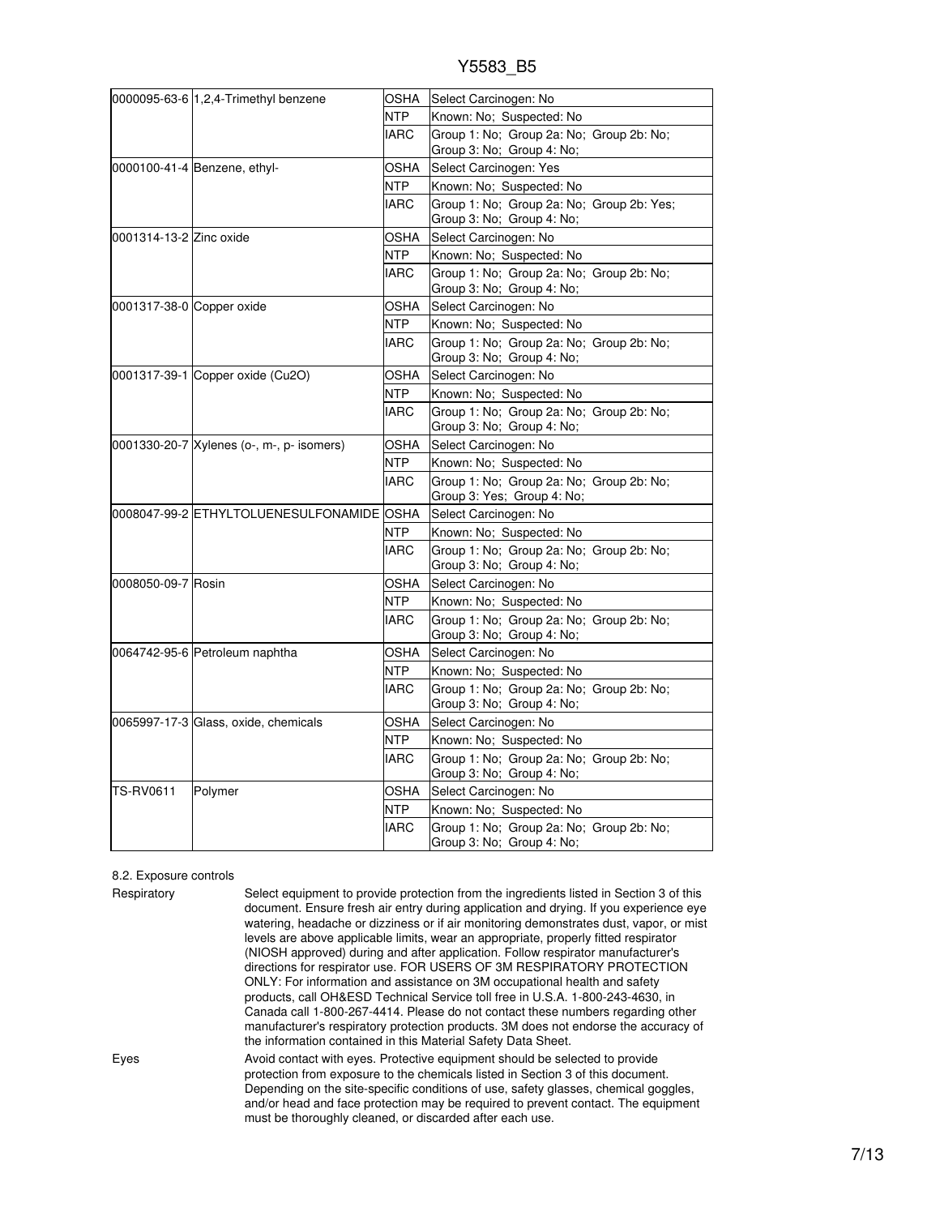| | | | |
|---|---|---|---|
| 0000095-63-6 | 1,2,4-Trimethyl benzene | OSHA | Select Carcinogen: No |
| | | NTP | Known: No; Suspected: No |
| | | IARC | Group 1: No; Group 2a: No; Group 2b: No; Group 3: No; Group 4: No; |
| 0000100-41-4 | Benzene, ethyl- | OSHA | Select Carcinogen: Yes |
| | | NTP | Known: No; Suspected: No |
| | | IARC | Group 1: No; Group 2a: No; Group 2b: Yes; Group 3: No; Group 4: No; |
| 0001314-13-2 | Zinc oxide | OSHA | Select Carcinogen: No |
| | | NTP | Known: No; Suspected: No |
| | | IARC | Group 1: No; Group 2a: No; Group 2b: No; Group 3: No; Group 4: No; |
| 0001317-38-0 | Copper oxide | OSHA | Select Carcinogen: No |
| | | NTP | Known: No; Suspected: No |
| | | IARC | Group 1: No; Group 2a: No; Group 2b: No; Group 3: No; Group 4: No; |
| 0001317-39-1 | Copper oxide (Cu2O) | OSHA | Select Carcinogen: No |
| | | NTP | Known: No; Suspected: No |
| | | IARC | Group 1: No; Group 2a: No; Group 2b: No; Group 3: No; Group 4: No; |
| 0001330-20-7 | Xylenes (o-, m-, p- isomers) | OSHA | Select Carcinogen: No |
| | | NTP | Known: No; Suspected: No |
| | | IARC | Group 1: No; Group 2a: No; Group 2b: No; Group 3: Yes; Group 4: No; |
| 0008047-99-2 | ETHYLTOLUENESULFONAMIDE | OSHA | Select Carcinogen: No |
| | | NTP | Known: No; Suspected: No |
| | | IARC | Group 1: No; Group 2a: No; Group 2b: No; Group 3: No; Group 4: No; |
| 0008050-09-7 | Rosin | OSHA | Select Carcinogen: No |
| | | NTP | Known: No; Suspected: No |
| | | IARC | Group 1: No; Group 2a: No; Group 2b: No; Group 3: No; Group 4: No; |
| 0064742-95-6 | Petroleum naphtha | OSHA | Select Carcinogen: No |
| | | NTP | Known: No; Suspected: No |
| | | IARC | Group 1: No; Group 2a: No; Group 2b: No; Group 3: No; Group 4: No; |
| 0065997-17-3 | Glass, oxide, chemicals | OSHA | Select Carcinogen: No |
| | | NTP | Known: No; Suspected: No |
| | | IARC | Group 1: No; Group 2a: No; Group 2b: No; Group 3: No; Group 4: No; |
| TS-RV0611 | Polymer | OSHA | Select Carcinogen: No |
| | | NTP | Known: No; Suspected: No |
| | | IARC | Group 1: No; Group 2a: No; Group 2b: No; Group 3: No; Group 4: No; |

### 8.2. Exposure controls

**Respiratory**

Select equipment to provide protection from the ingredients listed in Section 3 of this document. Ensure fresh air entry during application and drying. If you experience eye watering, headache or dizziness or if air monitoring demonstrates dust, vapor, or mist levels are above applicable limits, wear an appropriate, properly fitted respirator (NIOSH approved) during and after application. Follow respirator manufacturer's directions for respirator use. FOR USERS OF 3M RESPIRATORY PROTECTION ONLY: For information and assistance on 3M occupational health and safety products, call OH&ESD Technical Service toll free in U.S.A. 1-800-243-4630, in Canada call 1-800-267-4414. Please do not contact these numbers regarding other manufacturer's respiratory protection products. 3M does not endorse the accuracy of the information contained in this Material Safety Data Sheet.

**Eyes**

Avoid contact with eyes. Protective equipment should be selected to provide protection from exposure to the chemicals listed in Section 3 of this document. Depending on the site-specific conditions of use, safety glasses, chemical goggles, and/or head and face protection may be required to prevent contact. The equipment must be thoroughly cleaned, or discarded after each use.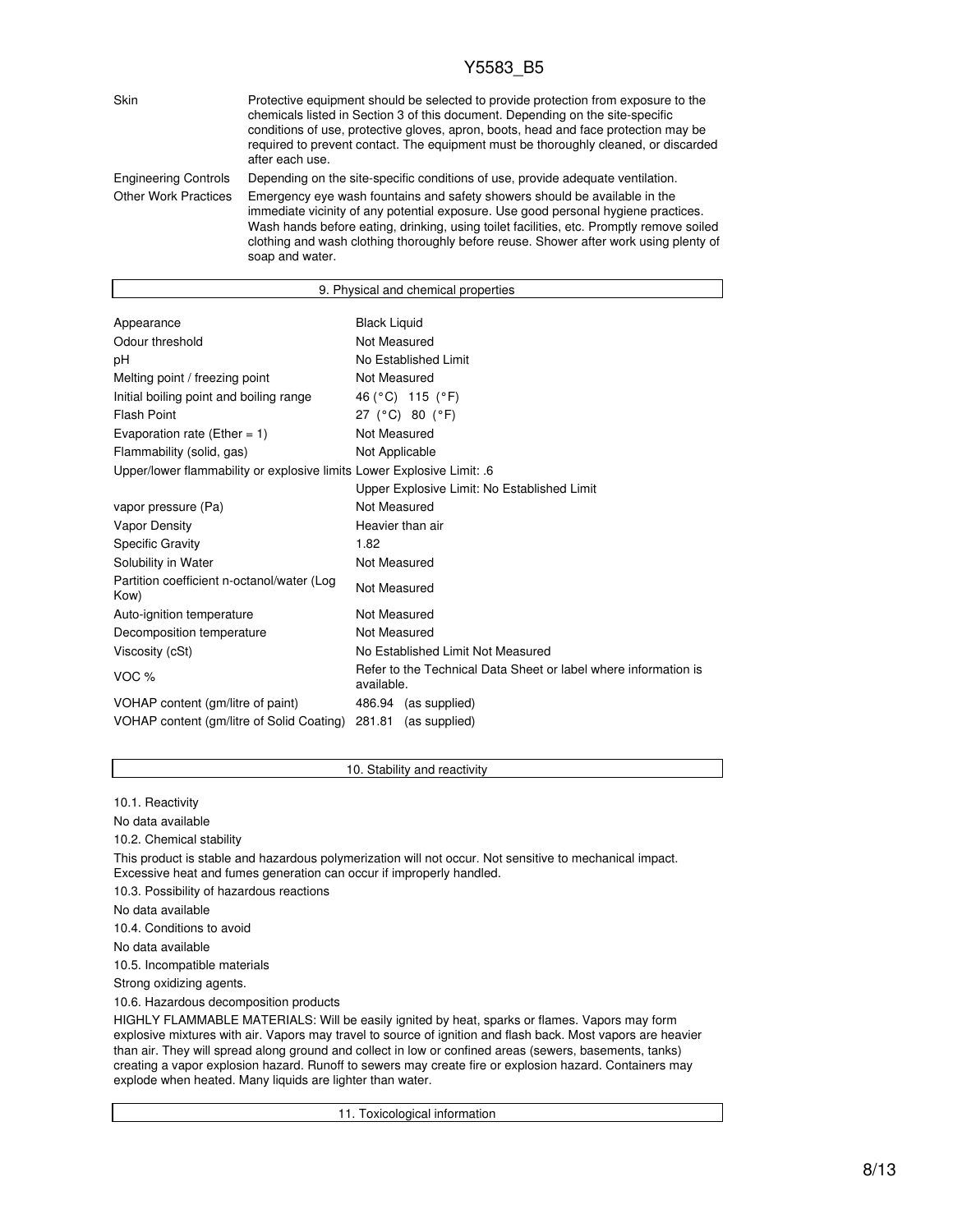| | |
|---|---|
| Skin | Protective equipment should be selected to provide protection from exposure to the chemicals listed in Section 3 of this document. Depending on the site-specific conditions of use, protective gloves, apron, boots, head and face protection may be required to prevent contact. The equipment must be thoroughly cleaned, or discarded after each use. |
| Engineering Controls | Depending on the site-specific conditions of use, provide adequate ventilation. |
| Other Work Practices | Emergency eye wash fountains and safety showers should be available in the immediate vicinity of any potential exposure. Use good personal hygiene practices. Wash hands before eating, drinking, using toilet facilities, etc. Promptly remove soiled clothing and wash clothing thoroughly before reuse. Shower after work using plenty of soap and water. |

## 9. Physical and chemical properties

| | |
|---|---|
| Appearance | Black Liquid |
| Odour threshold | Not Measured |
| pH | No Established Limit |
| Melting point / freezing point | Not Measured |
| Initial boiling point and boiling range | 46 (°C) 115 (°F) |
| Flash Point | 27 (°C) 80 (°F) |
| Evaporation rate (Ether = 1) | Not Measured |
| Flammability (solid, gas) | Not Applicable |
| Upper/lower flammability or explosive limits | Lower Explosive Limit: .6<br>Upper Explosive Limit: No Established Limit |
| vapor pressure (Pa) | Not Measured |
| Vapor Density | Heavier than air |
| Specific Gravity | 1.82 |
| Solubility in Water | Not Measured |
| Partition coefficient n-octanol/water (Log Kow) | Not Measured |
| Auto-ignition temperature | Not Measured |
| Decomposition temperature | Not Measured |
| Viscosity (cSt) | No Established Limit Not Measured |
| VOC % | Refer to the Technical Data Sheet or label where information is available. |
| VOHAP content (gm/litre of paint) | 486.94 (as supplied) |
| VOHAP content (gm/litre of Solid Coating) | 281.81 (as supplied) |

## 10. Stability and reactivity

10.1. Reactivity

No data available

10.2. Chemical stability

This product is stable and hazardous polymerization will not occur. Not sensitive to mechanical impact. Excessive heat and fumes generation can occur if improperly handled.

10.3. Possibility of hazardous reactions

No data available

10.4. Conditions to avoid

No data available

10.5. Incompatible materials

Strong oxidizing agents.

10.6. Hazardous decomposition products

HIGHLY FLAMMABLE MATERIALS: Will be easily ignited by heat, sparks or flames. Vapors may form explosive mixtures with air. Vapors may travel to source of ignition and flash back. Most vapors are heavier than air. They will spread along ground and collect in low or confined areas (sewers, basements, tanks) creating a vapor explosion hazard. Runoff to sewers may create fire or explosion hazard. Containers may explode when heated. Many liquids are lighter than water.

## 11. Toxicological information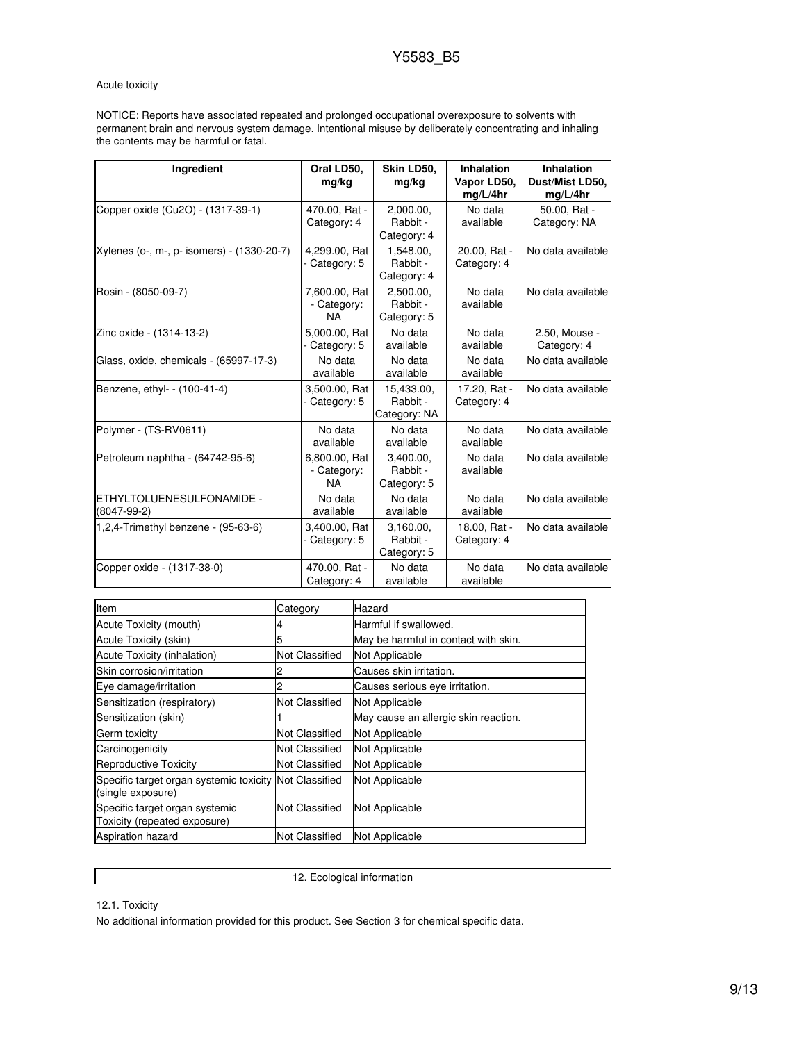Acute toxicity

NOTICE: Reports have associated repeated and prolonged occupational overexposure to solvents with permanent brain and nervous system damage. Intentional misuse by deliberately concentrating and inhaling the contents may be harmful or fatal.

| Ingredient | Oral LD50, mg/kg | Skin LD50, mg/kg | Inhalation Vapor LD50, mg/L/4hr | Inhalation Dust/Mist LD50, mg/L/4hr |
|---|---|---|---|---|
| Copper oxide (Cu2O) - (1317-39-1) | 470.00, Rat - Category: 4 | 2,000.00, Rabbit - Category: 4 | No data available | 50.00, Rat - Category: NA |
| Xylenes (o-, m-, p- isomers) - (1330-20-7) | 4,299.00, Rat - Category: 5 | 1,548.00, Rabbit - Category: 4 | 20.00, Rat - Category: 4 | No data available |
| Rosin - (8050-09-7) | 7,600.00, Rat - Category: NA | 2,500.00, Rabbit - Category: 5 | No data available | No data available |
| Zinc oxide - (1314-13-2) | 5,000.00, Rat - Category: 5 | No data available | No data available | 2.50, Mouse - Category: 4 |
| Glass, oxide, chemicals - (65997-17-3) | No data available | No data available | No data available | No data available |
| Benzene, ethyl- - (100-41-4) | 3,500.00, Rat - Category: 5 | 15,433.00, Rabbit - Category: NA | 17.20, Rat - Category: 4 | No data available |
| Polymer - (TS-RV0611) | No data available | No data available | No data available | No data available |
| Petroleum naphtha - (64742-95-6) | 6,800.00, Rat - Category: NA | 3,400.00, Rabbit - Category: 5 | No data available | No data available |
| ETHYLTOLUENESULFONAMIDE - (8047-99-2) | No data available | No data available | No data available | No data available |
| 1,2,4-Trimethyl benzene - (95-63-6) | 3,400.00, Rat - Category: 5 | 3,160.00, Rabbit - Category: 5 | 18.00, Rat - Category: 4 | No data available |
| Copper oxide - (1317-38-0) | 470.00, Rat - Category: 4 | No data available | No data available | No data available |

| Item | Category | Hazard |
|---|---|---|
| Acute Toxicity (mouth) | 4 | Harmful if swallowed. |
| Acute Toxicity (skin) | 5 | May be harmful in contact with skin. |
| Acute Toxicity (inhalation) | Not Classified | Not Applicable |
| Skin corrosion/irritation | 2 | Causes skin irritation. |
| Eye damage/irritation | 2 | Causes serious eye irritation. |
| Sensitization (respiratory) | Not Classified | Not Applicable |
| Sensitization (skin) | 1 | May cause an allergic skin reaction. |
| Germ toxicity | Not Classified | Not Applicable |
| Carcinogenicity | Not Classified | Not Applicable |
| Reproductive Toxicity | Not Classified | Not Applicable |
| Specific target organ systemic toxicity (single exposure) | Not Classified | Not Applicable |
| Specific target organ systemic Toxicity (repeated exposure) | Not Classified | Not Applicable |
| Aspiration hazard | Not Classified | Not Applicable |

## 12. Ecological information

12.1. Toxicity

No additional information provided for this product. See Section 3 for chemical specific data.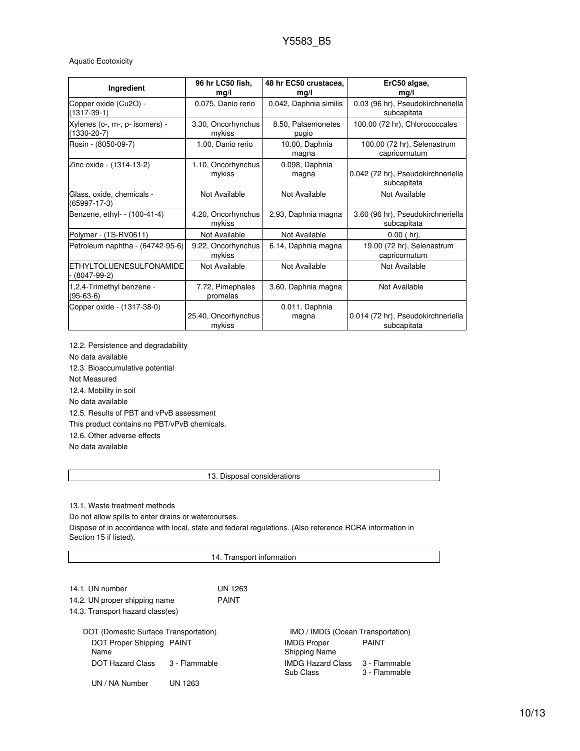Aquatic Ecotoxicity

| Ingredient | 96 hr LC50 fish, mg/l | 48 hr EC50 crustacea, mg/l | ErC50 algae, mg/l |
|---|---|---|---|
| Copper oxide (Cu2O) - (1317-39-1) | 0.075, Danio rerio | 0.042, Daphnia similis | 0.03 (96 hr), Pseudokirchneriella subcapitata |
| Xylenes (o-, m-, p- isomers) - (1330-20-7) | 3.30, Oncorhynchus mykiss | 8.50, Palaemonetes pugio | 100.00 (72 hr), Chlorococcales |
| Rosin - (8050-09-7) | 1.00, Danio rerio | 10.00, Daphnia magna | 100.00 (72 hr), Selenastrum capricornutum |
| Zinc oxide - (1314-13-2) | 1.10, Oncorhynchus mykiss | 0.098, Daphnia magna | 0.042 (72 hr), Pseudokirchneriella subcapitata |
| Glass, oxide, chemicals - (65997-17-3) | Not Available | Not Available | Not Available |
| Benzene, ethyl- - (100-41-4) | 4.20, Oncorhynchus mykiss | 2.93, Daphnia magna | 3.60 (96 hr), Pseudokirchneriella subcapitata |
| Polymer - (TS-RV0611) | Not Available | Not Available | 0.00 ( hr), |
| Petroleum naphtha - (64742-95-6) | 9.22, Oncorhynchus mykiss | 6.14, Daphnia magna | 19.00 (72 hr), Selenastrum capricornutum |
| ETHYLTOLUENESULFONAMIDE - (8047-99-2) | Not Available | Not Available | Not Available |
| 1,2,4-Trimethyl benzene - (95-63-6) | 7.72, Pimephales promelas | 3.60, Daphnia magna | Not Available |
| Copper oxide - (1317-38-0) | 25.40, Oncorhynchus mykiss | 0.011, Daphnia magna | 0.014 (72 hr), Pseudokirchneriella subcapitata |

12.2. Persistence and degradability

No data available

12.3. Bioaccumulative potential

Not Measured

12.4. Mobility in soil

No data available

12.5. Results of PBT and vPvB assessment

This product contains no PBT/vPvB chemicals.

12.6. Other adverse effects

No data available

## 13. Disposal considerations

13.1. Waste treatment methods

Do not allow spills to enter drains or watercourses.

Dispose of in accordance with local, state and federal regulations. (Also reference RCRA information in Section 15 if listed).

## 14. Transport information

14.1. UN number UN 1263

14.2. UN proper shipping name PAINT

14.3. Transport hazard class(es)

DOT (Domestic Surface Transportation)

| | |
|---|---|
| DOT Proper Shipping Name | PAINT |
| DOT Hazard Class | 3 - Flammable |
| UN / NA Number | UN 1263 |

IMO / IMDG (Ocean Transportation)

| | |
|---|---|
| IMDG Proper Shipping Name | PAINT |
| IMDG Hazard Class | 3 - Flammable |
| Sub Class | 3 - Flammable |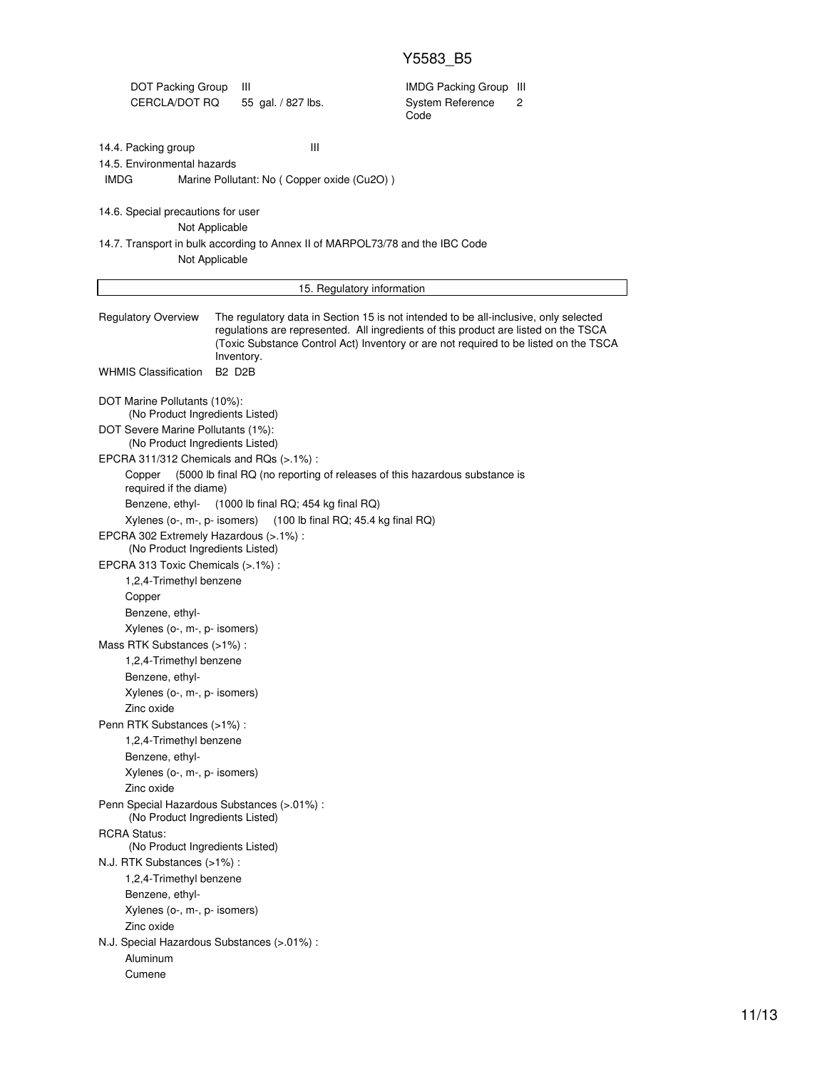| DOT Packing Group | III | IMDG Packing Group | III |
| --- | --- | --- | --- |
| CERCLA/DOT RQ | 55 gal. / 827 lbs. | System Reference Code | 2 |

14.4. Packing group III

14.5. Environmental hazards

IMDG Marine Pollutant: No ( Copper oxide ($Cu_2O$) )

14.6. Special precautions for user

Not Applicable

14.7. Transport in bulk according to Annex II of MARPOL73/78 and the IBC Code

Not Applicable

## 15. Regulatory information

**Regulatory Overview** The regulatory data in Section 15 is not intended to be all-inclusive, only selected regulations are represented. All ingredients of this product are listed on the TSCA (Toxic Substance Control Act) Inventory or are not required to be listed on the TSCA Inventory.

**WHMIS Classification** B2 D2B

DOT Marine Pollutants (10%):
(No Product Ingredients Listed)

DOT Severe Marine Pollutants (1%):
(No Product Ingredients Listed)

EPCRA 311/312 Chemicals and RQs (>.1%) :
- Copper (5000 lb final RQ (no reporting of releases of this hazardous substance is required if the diame)
- Benzene, ethyl- (1000 lb final RQ; 454 kg final RQ)
- Xylenes (o-, m-, p- isomers) (100 lb final RQ; 45.4 kg final RQ)

EPCRA 302 Extremely Hazardous (>.1%) :
(No Product Ingredients Listed)

EPCRA 313 Toxic Chemicals (>.1%) :
- 1,2,4-Trimethyl benzene
- Copper
- Benzene, ethyl-
- Xylenes (o-, m-, p- isomers)

Mass RTK Substances (>1%) :
- 1,2,4-Trimethyl benzene
- Benzene, ethyl-
- Xylenes (o-, m-, p- isomers)
- Zinc oxide

Penn RTK Substances (>1%) :
- 1,2,4-Trimethyl benzene
- Benzene, ethyl-
- Xylenes (o-, m-, p- isomers)
- Zinc oxide

Penn Special Hazardous Substances (>.01%) :
(No Product Ingredients Listed)

RCRA Status:
(No Product Ingredients Listed)

N.J. RTK Substances (>1%) :
- 1,2,4-Trimethyl benzene
- Benzene, ethyl-
- Xylenes (o-, m-, p- isomers)
- Zinc oxide

N.J. Special Hazardous Substances (>.01%) :
- Aluminum
- Cumene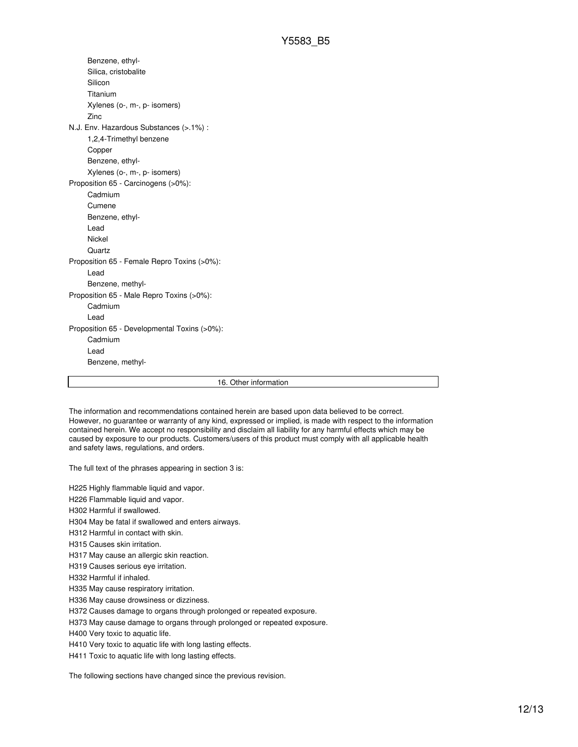- Benzene, ethyl-
- Silica, cristobalite
- Silicon
- Titanium
- Xylenes (o-, m-, p- isomers)
- Zinc

N.J. Env. Hazardous Substances (>.1%) :

- 1,2,4-Trimethyl benzene
- Copper
- Benzene, ethyl-
- Xylenes (o-, m-, p- isomers)

Proposition 65 - Carcinogens (>0%):

- Cadmium
- Cumene
- Benzene, ethyl-
- Lead
- Nickel
- Quartz

Proposition 65 - Female Repro Toxins (>0%):

- Lead
- Benzene, methyl-

Proposition 65 - Male Repro Toxins (>0%):

- Cadmium
- Lead

Proposition 65 - Developmental Toxins (>0%):

- Cadmium
- Lead
- Benzene, methyl-

## 16. Other information

The information and recommendations contained herein are based upon data believed to be correct. However, no guarantee or warranty of any kind, expressed or implied, is made with respect to the information contained herein. We accept no responsibility and disclaim all liability for any harmful effects which may be caused by exposure to our products. Customers/users of this product must comply with all applicable health and safety laws, regulations, and orders.

The full text of the phrases appearing in section 3 is:

H225 Highly flammable liquid and vapor.
H226 Flammable liquid and vapor.
H302 Harmful if swallowed.
H304 May be fatal if swallowed and enters airways.
H312 Harmful in contact with skin.
H315 Causes skin irritation.
H317 May cause an allergic skin reaction.
H319 Causes serious eye irritation.
H332 Harmful if inhaled.
H335 May cause respiratory irritation.
H336 May cause drowsiness or dizziness.
H372 Causes damage to organs through prolonged or repeated exposure.
H373 May cause damage to organs through prolonged or repeated exposure.
H400 Very toxic to aquatic life.
H410 Very toxic to aquatic life with long lasting effects.
H411 Toxic to aquatic life with long lasting effects.

The following sections have changed since the previous revision.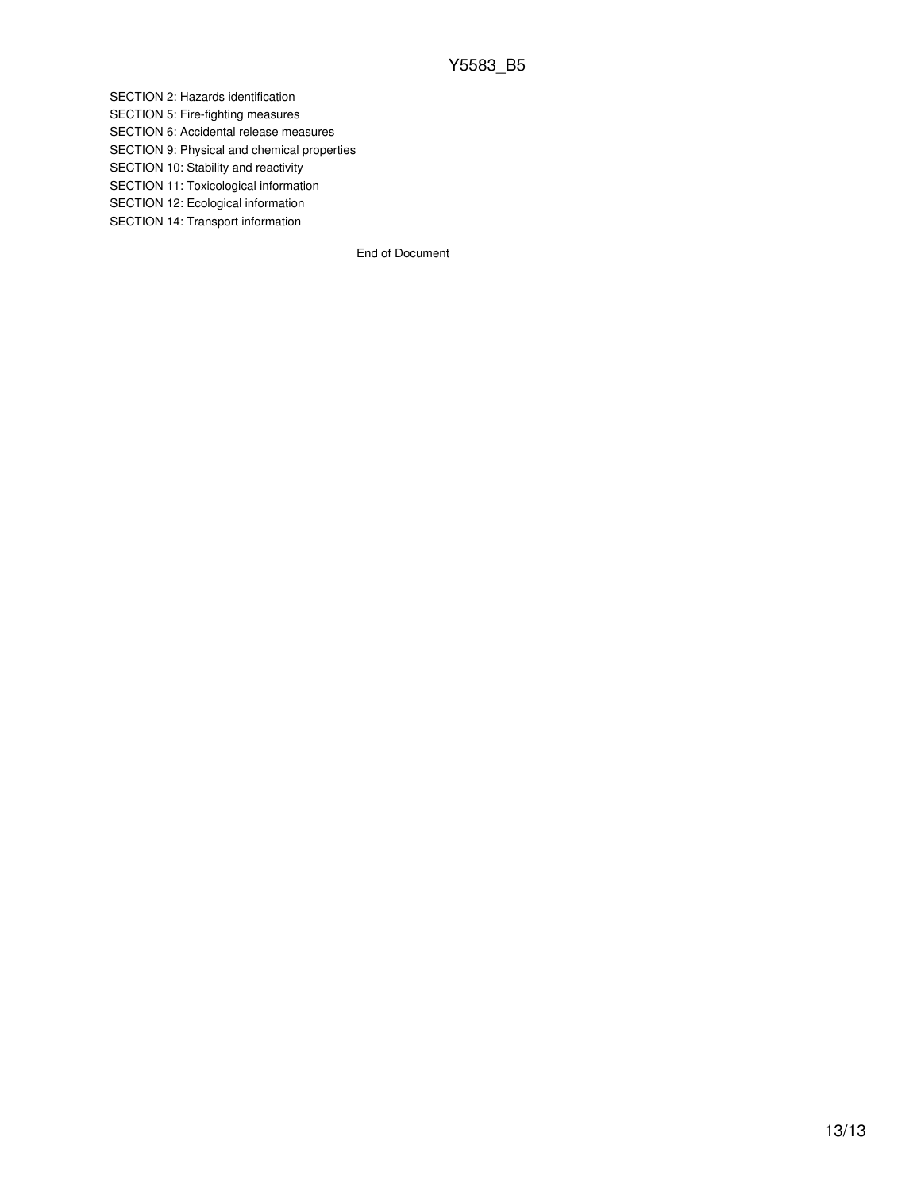SECTION 2: Hazards identification
SECTION 5: Fire-fighting measures
SECTION 6: Accidental release measures
SECTION 9: Physical and chemical properties
SECTION 10: Stability and reactivity
SECTION 11: Toxicological information
SECTION 12: Ecological information
SECTION 14: Transport information

End of Document